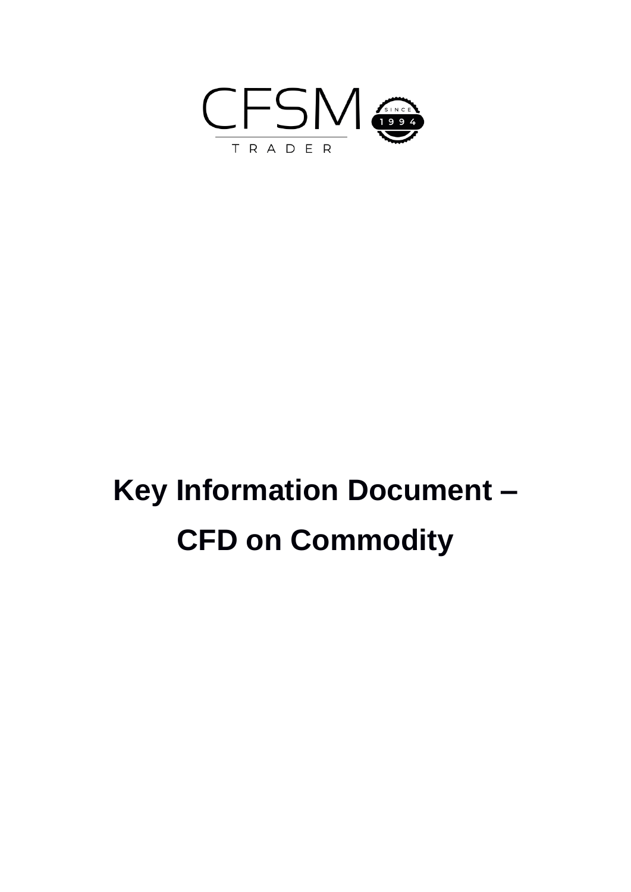CFSM

TRADER

SINCE 1994

# Key Information Document – CFD on Commodity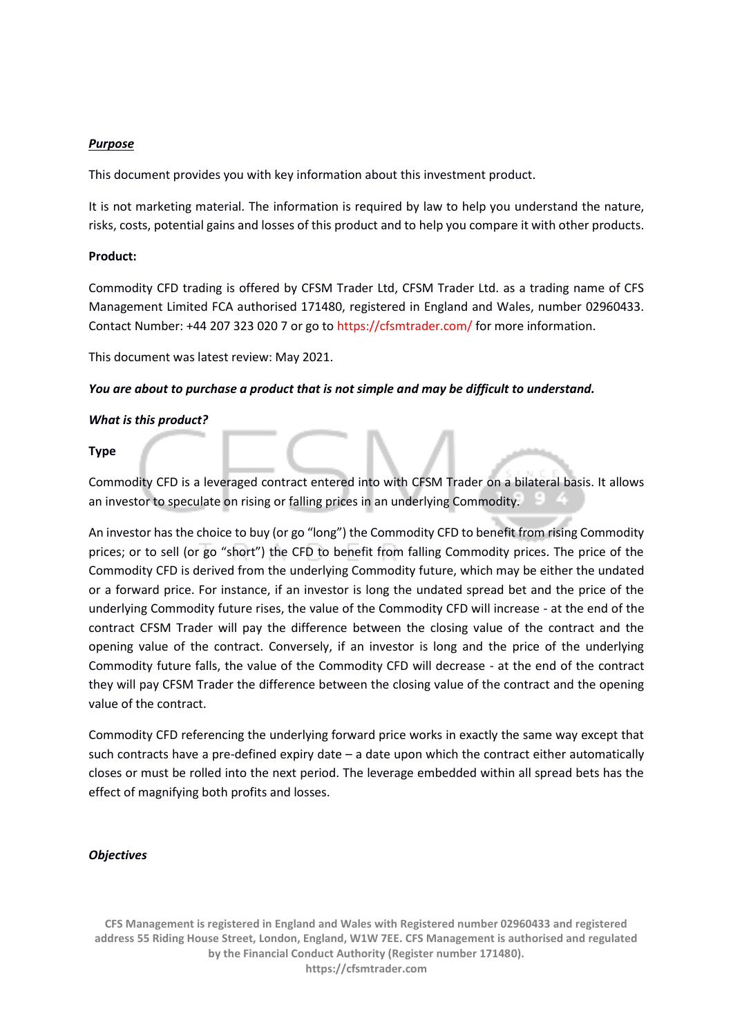***Purpose***

This document provides you with key information about this investment product.

It is not marketing material. The information is required by law to help you understand the nature, risks, costs, potential gains and losses of this product and to help you compare it with other products.

**Product:**

Commodity CFD trading is offered by CFSM Trader Ltd, CFSM Trader Ltd. as a trading name of CFS Management Limited FCA authorised 171480, registered in England and Wales, number 02960433. Contact Number: +44 207 323 020 7 or go to https://cfsmtrader.com/ for more information.

This document was latest review: May 2021.

***You are about to purchase a product that is not simple and may be difficult to understand.***

***What is this product?***

**Type**

Commodity CFD is a leveraged contract entered into with CFSM Trader on a bilateral basis. It allows an investor to speculate on rising or falling prices in an underlying Commodity.

An investor has the choice to buy (or go "long") the Commodity CFD to benefit from rising Commodity prices; or to sell (or go "short") the CFD to benefit from falling Commodity prices. The price of the Commodity CFD is derived from the underlying Commodity future, which may be either the undated or a forward price. For instance, if an investor is long the undated spread bet and the price of the underlying Commodity future rises, the value of the Commodity CFD will increase - at the end of the contract CFSM Trader will pay the difference between the closing value of the contract and the opening value of the contract. Conversely, if an investor is long and the price of the underlying Commodity future falls, the value of the Commodity CFD will decrease - at the end of the contract they will pay CFSM Trader the difference between the closing value of the contract and the opening value of the contract.

Commodity CFD referencing the underlying forward price works in exactly the same way except that such contracts have a pre-defined expiry date – a date upon which the contract either automatically closes or must be rolled into the next period. The leverage embedded within all spread bets has the effect of magnifying both profits and losses.

***Objectives***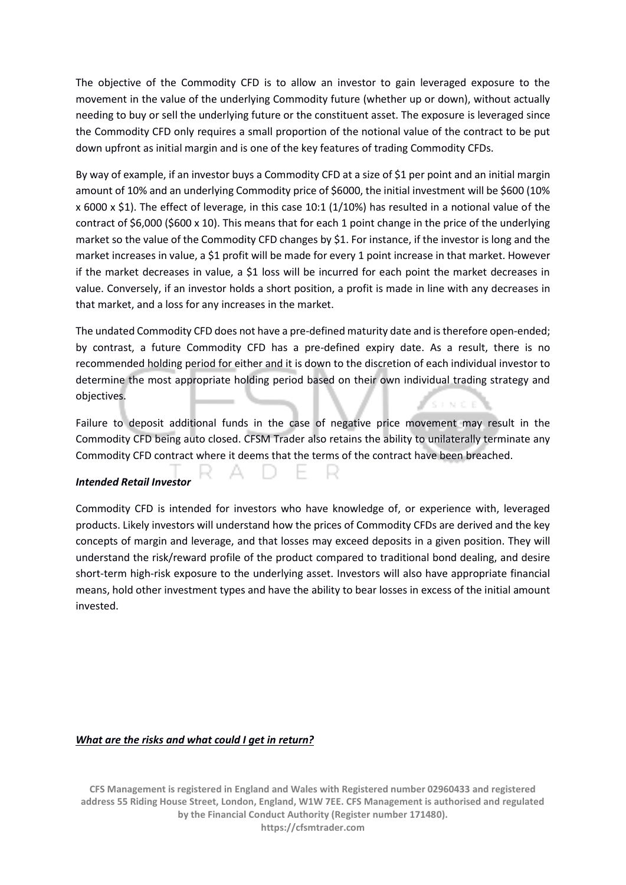The objective of the Commodity CFD is to allow an investor to gain leveraged exposure to the movement in the value of the underlying Commodity future (whether up or down), without actually needing to buy or sell the underlying future or the constituent asset. The exposure is leveraged since the Commodity CFD only requires a small proportion of the notional value of the contract to be put down upfront as initial margin and is one of the key features of trading Commodity CFDs.

By way of example, if an investor buys a Commodity CFD at a size of $1 per point and an initial margin amount of 10% and an underlying Commodity price of $6000, the initial investment will be $600 (10% x 6000 x $1). The effect of leverage, in this case 10:1 (1/10%) has resulted in a notional value of the contract of $6,000 ($600 x 10). This means that for each 1 point change in the price of the underlying market so the value of the Commodity CFD changes by $1. For instance, if the investor is long and the market increases in value, a $1 profit will be made for every 1 point increase in that market. However if the market decreases in value, a $1 loss will be incurred for each point the market decreases in value. Conversely, if an investor holds a short position, a profit is made in line with any decreases in that market, and a loss for any increases in the market.

The undated Commodity CFD does not have a pre-defined maturity date and is therefore open-ended; by contrast, a future Commodity CFD has a pre-defined expiry date. As a result, there is no recommended holding period for either and it is down to the discretion of each individual investor to determine the most appropriate holding period based on their own individual trading strategy and objectives.

Failure to deposit additional funds in the case of negative price movement may result in the Commodity CFD being auto closed. CFSM Trader also retains the ability to unilaterally terminate any Commodity CFD contract where it deems that the terms of the contract have been breached.

***Intended Retail Investor***

Commodity CFD is intended for investors who have knowledge of, or experience with, leveraged products. Likely investors will understand how the prices of Commodity CFDs are derived and the key concepts of margin and leverage, and that losses may exceed deposits in a given position. They will understand the risk/reward profile of the product compared to traditional bond dealing, and desire short-term high-risk exposure to the underlying asset. Investors will also have appropriate financial means, hold other investment types and have the ability to bear losses in excess of the initial amount invested.

## ***What are the risks and what could I get in return?***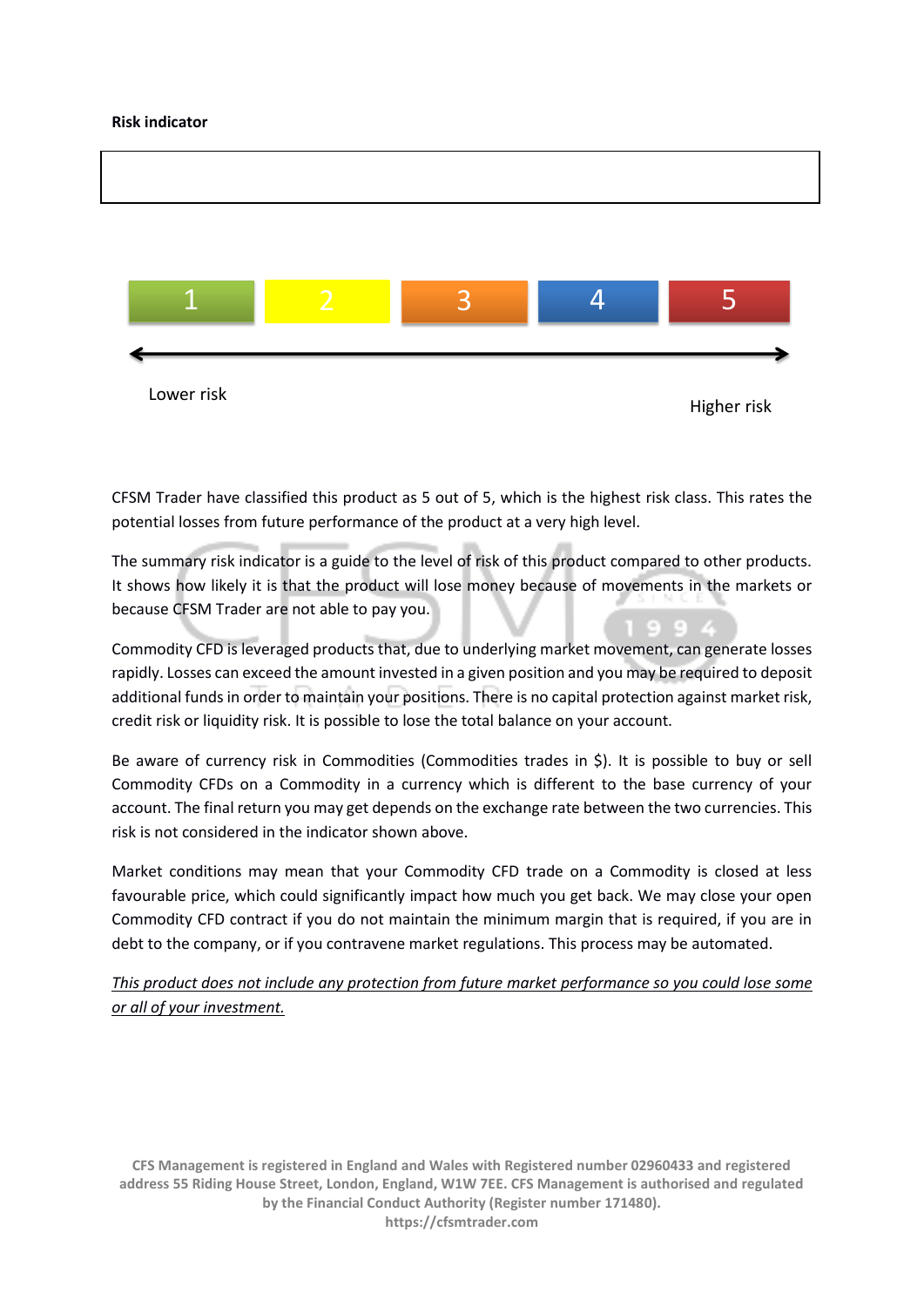**Risk indicator**

| 1 | 2 | 3 | 4 | 5 |
|---|---|---|---|---|

Lower risk ← → Higher risk

CFSM Trader have classified this product as 5 out of 5, which is the highest risk class. This rates the potential losses from future performance of the product at a very high level.

The summary risk indicator is a guide to the level of risk of this product compared to other products. It shows how likely it is that the product will lose money because of movements in the markets or because CFSM Trader are not able to pay you.

Commodity CFD is leveraged products that, due to underlying market movement, can generate losses rapidly. Losses can exceed the amount invested in a given position and you may be required to deposit additional funds in order to maintain your positions. There is no capital protection against market risk, credit risk or liquidity risk. It is possible to lose the total balance on your account.

Be aware of currency risk in Commodities (Commodities trades in $). It is possible to buy or sell Commodity CFDs on a Commodity in a currency which is different to the base currency of your account. The final return you may get depends on the exchange rate between the two currencies. This risk is not considered in the indicator shown above.

Market conditions may mean that your Commodity CFD trade on a Commodity is closed at less favourable price, which could significantly impact how much you get back. We may close your open Commodity CFD contract if you do not maintain the minimum margin that is required, if you are in debt to the company, or if you contravene market regulations. This process may be automated.

*This product does not include any protection from future market performance so you could lose some or all of your investment.*

**CFS Management is registered in England and Wales with Registered number 02960433 and registered address 55 Riding House Street, London, England, W1W 7EE. CFS Management is authorised and regulated by the Financial Conduct Authority (Register number 171480).**
**https://cfsmtrader.com**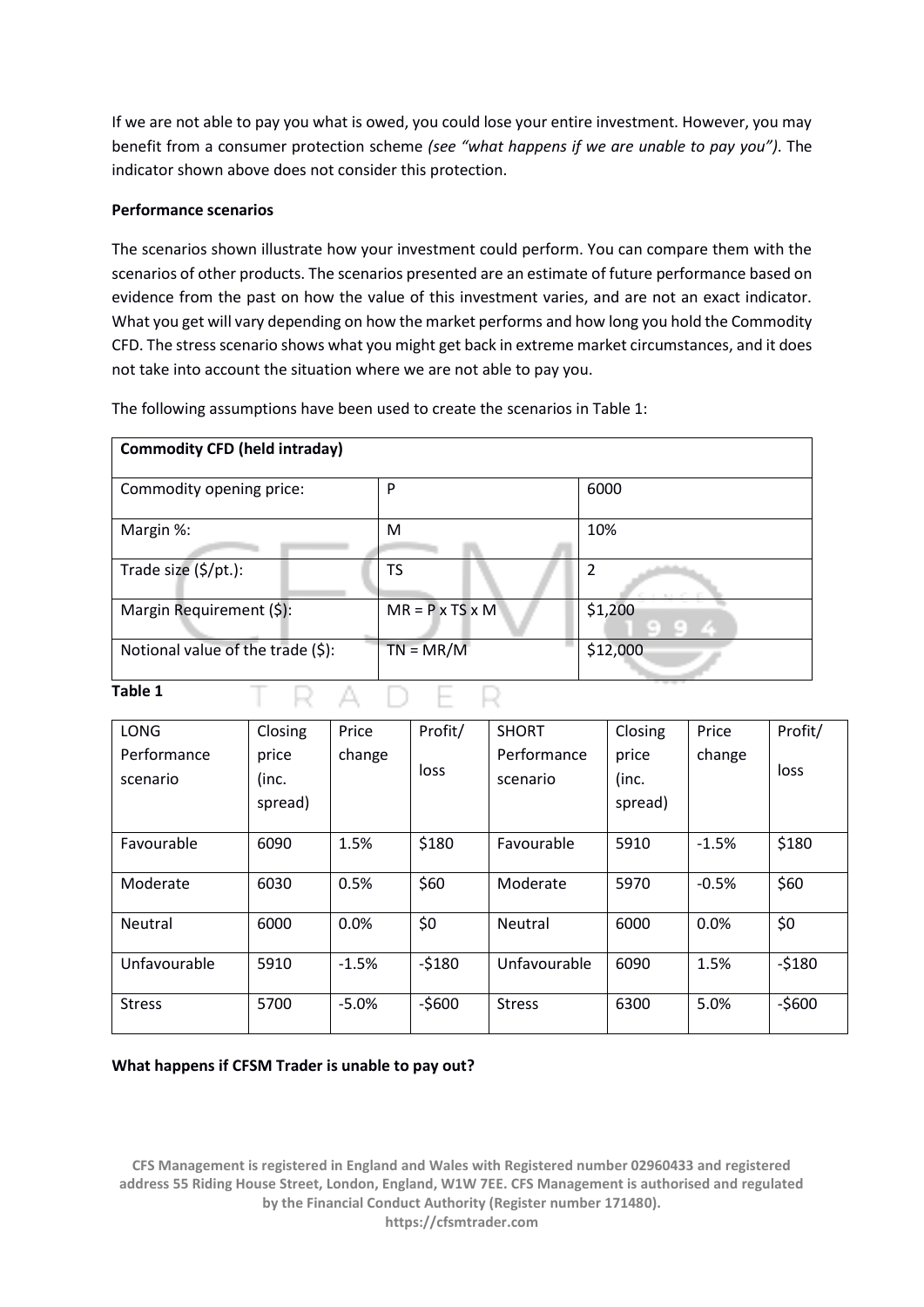If we are not able to pay you what is owed, you could lose your entire investment. However, you may benefit from a consumer protection scheme *(see "what happens if we are unable to pay you")*. The indicator shown above does not consider this protection.

**Performance scenarios**

The scenarios shown illustrate how your investment could perform. You can compare them with the scenarios of other products. The scenarios presented are an estimate of future performance based on evidence from the past on how the value of this investment varies, and are not an exact indicator. What you get will vary depending on how the market performs and how long you hold the Commodity CFD. The stress scenario shows what you might get back in extreme market circumstances, and it does not take into account the situation where we are not able to pay you.

The following assumptions have been used to create the scenarios in Table 1:

| **Commodity CFD (held intraday)** | | |
|---|---|---|
| Commodity opening price: | P | 6000 |
| Margin %: | M | 10% |
| Trade size ($/pt.): | TS | 2 |
| Margin Requirement ($): | MR = P x TS x M | $1,200 |
| Notional value of the trade ($): | TN = MR/M | $12,000 |

**Table 1**

| LONG Performance scenario | Closing price (inc. spread) | Price change | Profit/ loss | SHORT Performance scenario | Closing price (inc. spread) | Price change | Profit/ loss |
|---|---|---|---|---|---|---|---|
| Favourable | 6090 | 1.5% | $180 | Favourable | 5910 | -1.5% | $180 |
| Moderate | 6030 | 0.5% | $60 | Moderate | 5970 | -0.5% | $60 |
| Neutral | 6000 | 0.0% | $0 | Neutral | 6000 | 0.0% | $0 |
| Unfavourable | 5910 | -1.5% | -$180 | Unfavourable | 6090 | 1.5% | -$180 |
| Stress | 5700 | -5.0% | -$600 | Stress | 6300 | 5.0% | -$600 |

**What happens if CFSM Trader is unable to pay out?**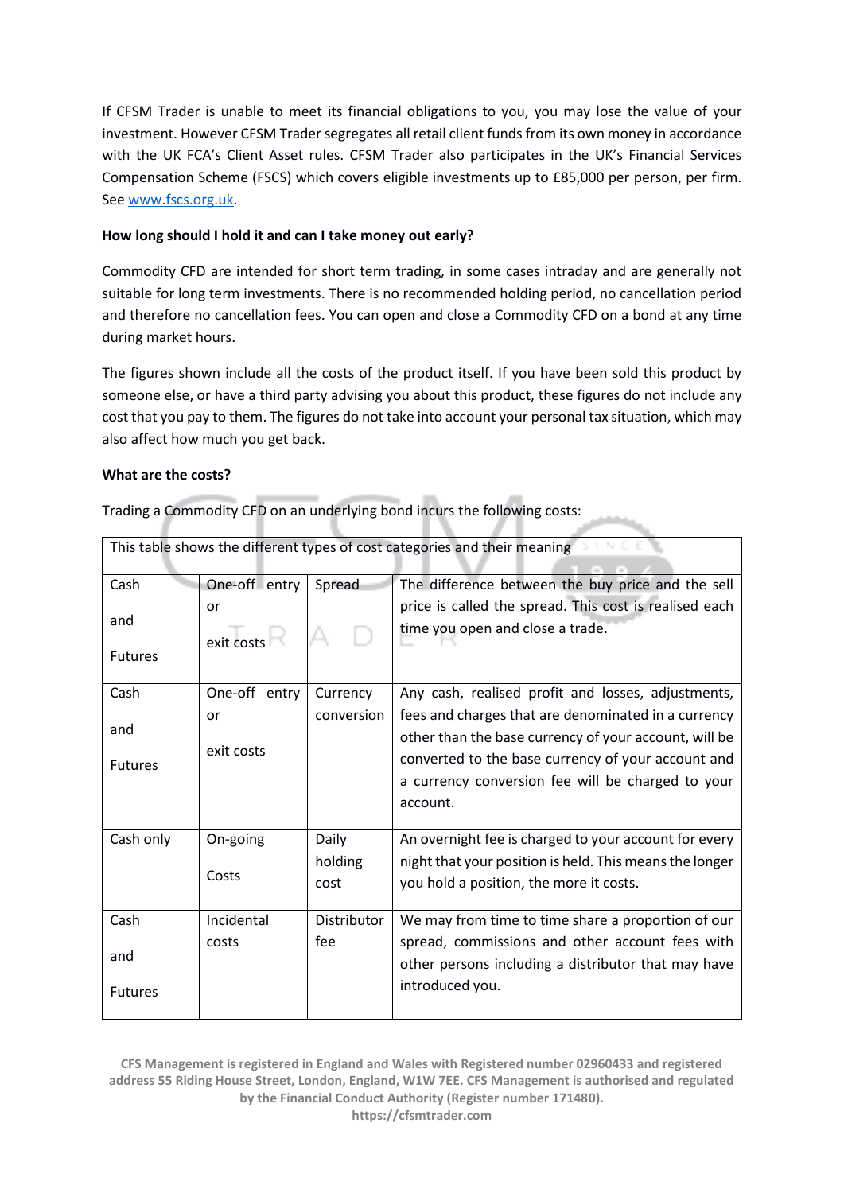If CFSM Trader is unable to meet its financial obligations to you, you may lose the value of your investment. However CFSM Trader segregates all retail client funds from its own money in accordance with the UK FCA's Client Asset rules. CFSM Trader also participates in the UK's Financial Services Compensation Scheme (FSCS) which covers eligible investments up to £85,000 per person, per firm. See www.fscs.org.uk.

**How long should I hold it and can I take money out early?**

Commodity CFD are intended for short term trading, in some cases intraday and are generally not suitable for long term investments. There is no recommended holding period, no cancellation period and therefore no cancellation fees. You can open and close a Commodity CFD on a bond at any time during market hours.

The figures shown include all the costs of the product itself. If you have been sold this product by someone else, or have a third party advising you about this product, these figures do not include any cost that you pay to them. The figures do not take into account your personal tax situation, which may also affect how much you get back.

**What are the costs?**

Trading a Commodity CFD on an underlying bond incurs the following costs:

| This table shows the different types of cost categories and their meaning | | | |
|---|---|---|---|
| Cash and Futures | One-off entry or exit costs | Spread | The difference between the buy price and the sell price is called the spread. This cost is realised each time you open and close a trade. |
| Cash and Futures | One-off entry or exit costs | Currency conversion | Any cash, realised profit and losses, adjustments, fees and charges that are denominated in a currency other than the base currency of your account, will be converted to the base currency of your account and a currency conversion fee will be charged to your account. |
| Cash only | On-going Costs | Daily holding cost | An overnight fee is charged to your account for every night that your position is held. This means the longer you hold a position, the more it costs. |
| Cash and Futures | Incidental costs | Distributor fee | We may from time to time share a proportion of our spread, commissions and other account fees with other persons including a distributor that may have introduced you. |

**CFS Management is registered in England and Wales with Registered number 02960433 and registered address 55 Riding House Street, London, England, W1W 7EE. CFS Management is authorised and regulated by the Financial Conduct Authority (Register number 171480).**
**https://cfsmtrader.com**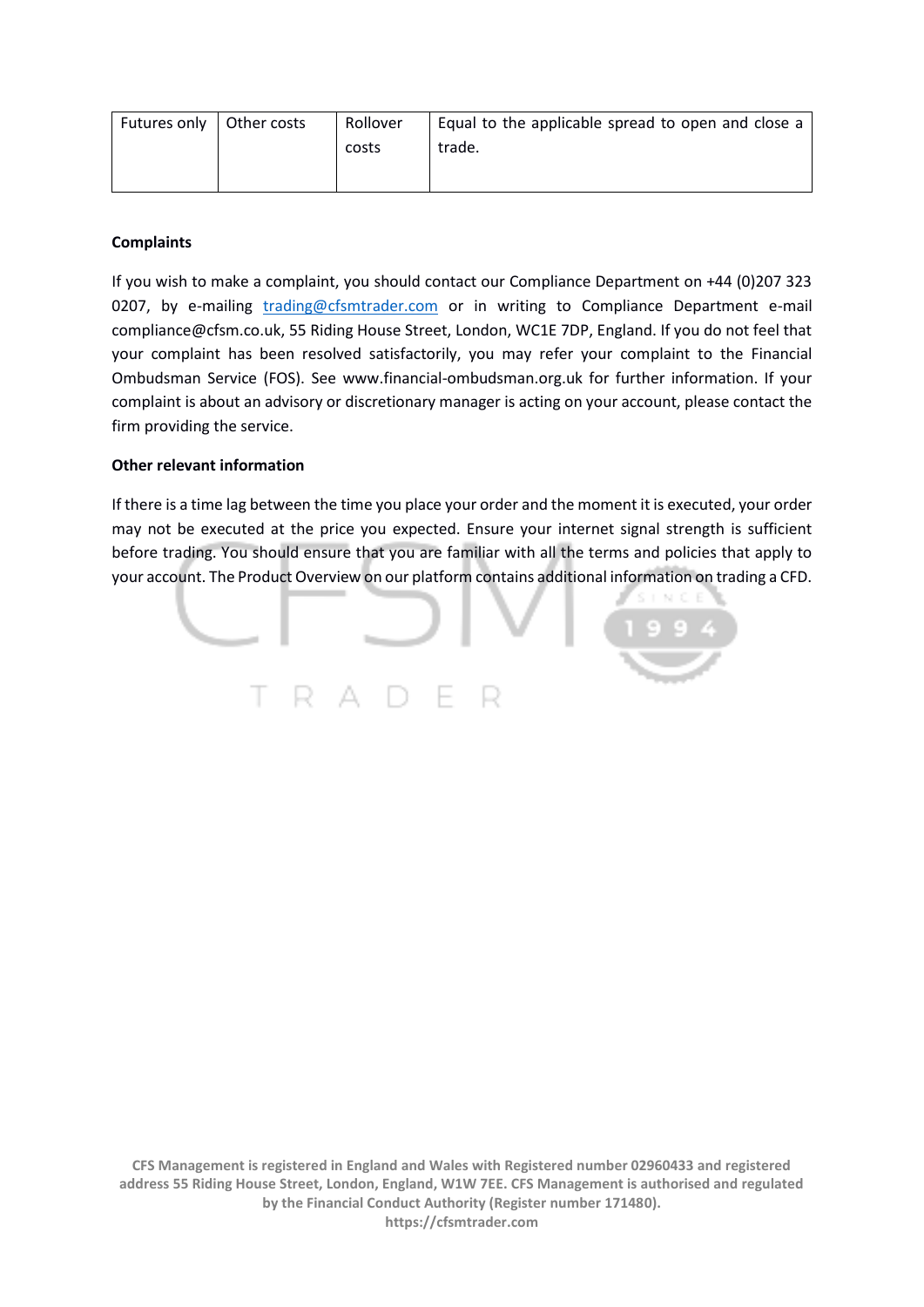| | | | |
|---|---|---|---|
| Futures only | Other costs | Rollover costs | Equal to the applicable spread to open and close a trade. |

**Complaints**

If you wish to make a complaint, you should contact our Compliance Department on +44 (0)207 323 0207, by e-mailing trading@cfsmtrader.com or in writing to Compliance Department e-mail compliance@cfsm.co.uk, 55 Riding House Street, London, WC1E 7DP, England. If you do not feel that your complaint has been resolved satisfactorily, you may refer your complaint to the Financial Ombudsman Service (FOS). See www.financial-ombudsman.org.uk for further information. If your complaint is about an advisory or discretionary manager is acting on your account, please contact the firm providing the service.

**Other relevant information**

If there is a time lag between the time you place your order and the moment it is executed, your order may not be executed at the price you expected. Ensure your internet signal strength is sufficient before trading. You should ensure that you are familiar with all the terms and policies that apply to your account. The Product Overview on our platform contains additional information on trading a CFD.